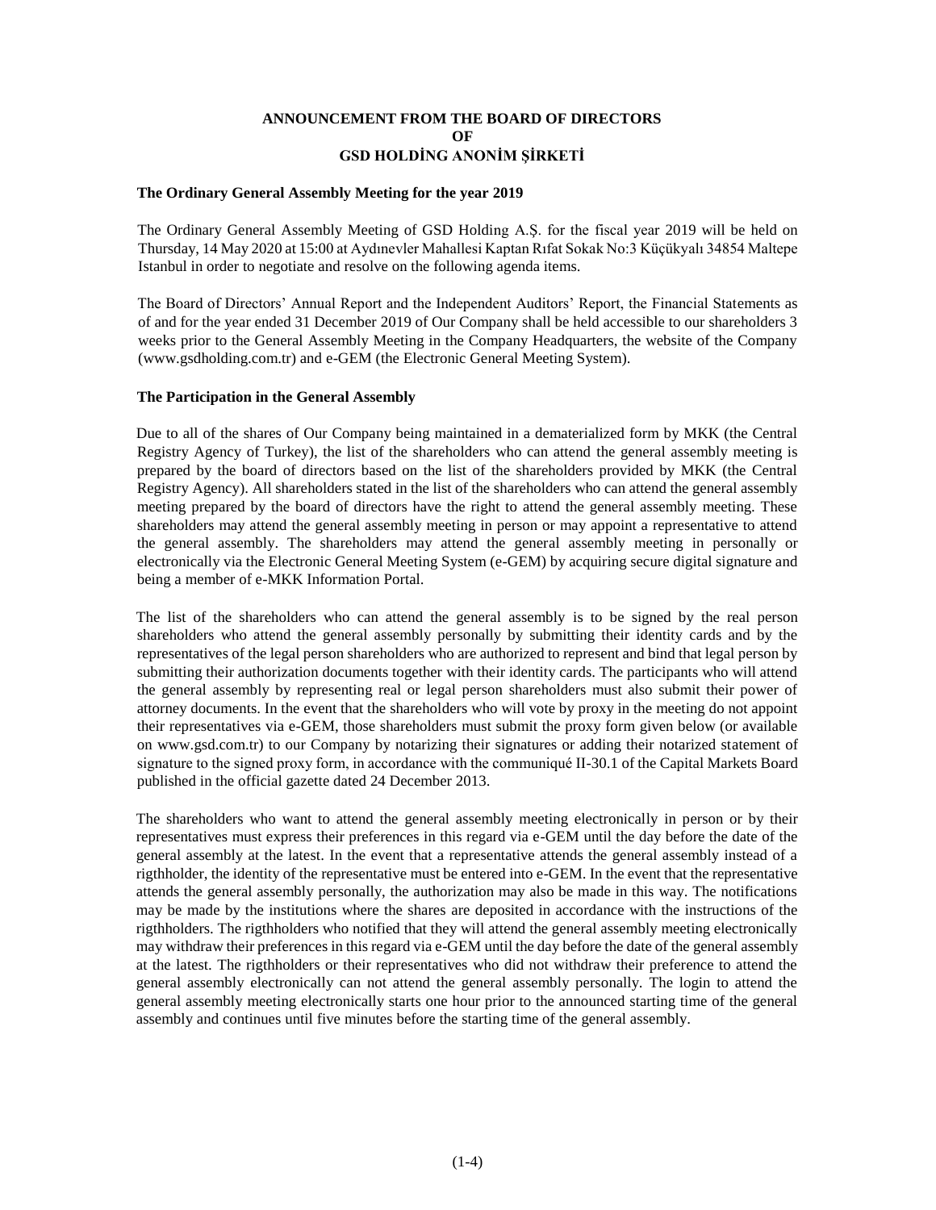**ANNOUNCEMENT FROM THE BOARD OF DIRECTORS**
**OF**
**GSD HOLDİNG ANONİM ŞİRKETİ**

**The Ordinary General Assembly Meeting for the year 2019**

The Ordinary General Assembly Meeting of GSD Holding A.Ş. for the fiscal year 2019 will be held on Thursday, 14 May 2020 at 15:00 at Aydınevler Mahallesi Kaptan Rıfat Sokak No:3 Küçükyalı 34854 Maltepe Istanbul in order to negotiate and resolve on the following agenda items.

The Board of Directors' Annual Report and the Independent Auditors' Report, the Financial Statements as of and for the year ended 31 December 2019 of Our Company shall be held accessible to our shareholders 3 weeks prior to the General Assembly Meeting in the Company Headquarters, the website of the Company (www.gsdholding.com.tr) and e-GEM (the Electronic General Meeting System).

**The Participation in the General Assembly**

Due to all of the shares of Our Company being maintained in a dematerialized form by MKK (the Central Registry Agency of Turkey), the list of the shareholders who can attend the general assembly meeting is prepared by the board of directors based on the list of the shareholders provided by MKK (the Central Registry Agency). All shareholders stated in the list of the shareholders who can attend the general assembly meeting prepared by the board of directors have the right to attend the general assembly meeting. These shareholders may attend the general assembly meeting in person or may appoint a representative to attend the general assembly. The shareholders may attend the general assembly meeting in personally or electronically via the Electronic General Meeting System (e-GEM) by acquiring secure digital signature and being a member of e-MKK Information Portal.

The list of the shareholders who can attend the general assembly is to be signed by the real person shareholders who attend the general assembly personally by submitting their identity cards and by the representatives of the legal person shareholders who are authorized to represent and bind that legal person by submitting their authorization documents together with their identity cards. The participants who will attend the general assembly by representing real or legal person shareholders must also submit their power of attorney documents. In the event that the shareholders who will vote by proxy in the meeting do not appoint their representatives via e-GEM, those shareholders must submit the proxy form given below (or available on www.gsd.com.tr) to our Company by notarizing their signatures or adding their notarized statement of signature to the signed proxy form, in accordance with the communiqué II-30.1 of the Capital Markets Board published in the official gazette dated 24 December 2013.

The shareholders who want to attend the general assembly meeting electronically in person or by their representatives must express their preferences in this regard via e-GEM until the day before the date of the general assembly at the latest. In the event that a representative attends the general assembly instead of a rigthholder, the identity of the representative must be entered into e-GEM. In the event that the representative attends the general assembly personally, the authorization may also be made in this way. The notifications may be made by the institutions where the shares are deposited in accordance with the instructions of the rigthholders. The rigthholders who notified that they will attend the general assembly meeting electronically may withdraw their preferences in this regard via e-GEM until the day before the date of the general assembly at the latest. The rigthholders or their representatives who did not withdraw their preference to attend the general assembly electronically can not attend the general assembly personally. The login to attend the general assembly meeting electronically starts one hour prior to the announced starting time of the general assembly and continues until five minutes before the starting time of the general assembly.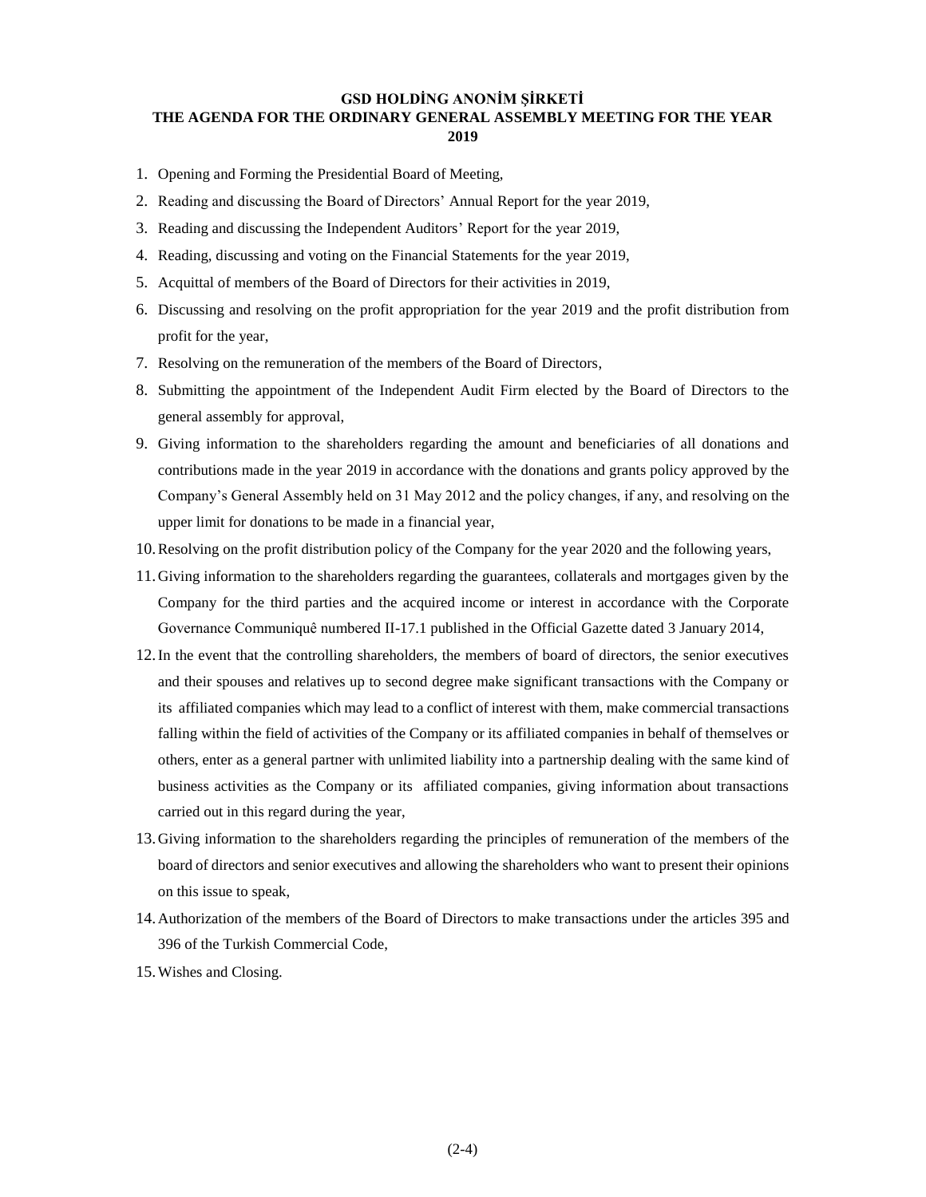**GSD HOLDİNG ANONİM ŞİRKETİ**
**THE AGENDA FOR THE ORDINARY GENERAL ASSEMBLY MEETING FOR THE YEAR 2019**

1. Opening and Forming the Presidential Board of Meeting,
2. Reading and discussing the Board of Directors' Annual Report for the year 2019,
3. Reading and discussing the Independent Auditors' Report for the year 2019,
4. Reading, discussing and voting on the Financial Statements for the year 2019,
5. Acquittal of members of the Board of Directors for their activities in 2019,
6. Discussing and resolving on the profit appropriation for the year 2019 and the profit distribution from profit for the year,
7. Resolving on the remuneration of the members of the Board of Directors,
8. Submitting the appointment of the Independent Audit Firm elected by the Board of Directors to the general assembly for approval,
9. Giving information to the shareholders regarding the amount and beneficiaries of all donations and contributions made in the year 2019 in accordance with the donations and grants policy approved by the Company's General Assembly held on 31 May 2012 and the policy changes, if any, and resolving on the upper limit for donations to be made in a financial year,
10. Resolving on the profit distribution policy of the Company for the year 2020 and the following years,
11. Giving information to the shareholders regarding the guarantees, collaterals and mortgages given by the Company for the third parties and the acquired income or interest in accordance with the Corporate Governance Communiquê numbered II-17.1 published in the Official Gazette dated 3 January 2014,
12. In the event that the controlling shareholders, the members of board of directors, the senior executives and their spouses and relatives up to second degree make significant transactions with the Company or its affiliated companies which may lead to a conflict of interest with them, make commercial transactions falling within the field of activities of the Company or its affiliated companies in behalf of themselves or others, enter as a general partner with unlimited liability into a partnership dealing with the same kind of business activities as the Company or its affiliated companies, giving information about transactions carried out in this regard during the year,
13. Giving information to the shareholders regarding the principles of remuneration of the members of the board of directors and senior executives and allowing the shareholders who want to present their opinions on this issue to speak,
14. Authorization of the members of the Board of Directors to make transactions under the articles 395 and 396 of the Turkish Commercial Code,
15. Wishes and Closing.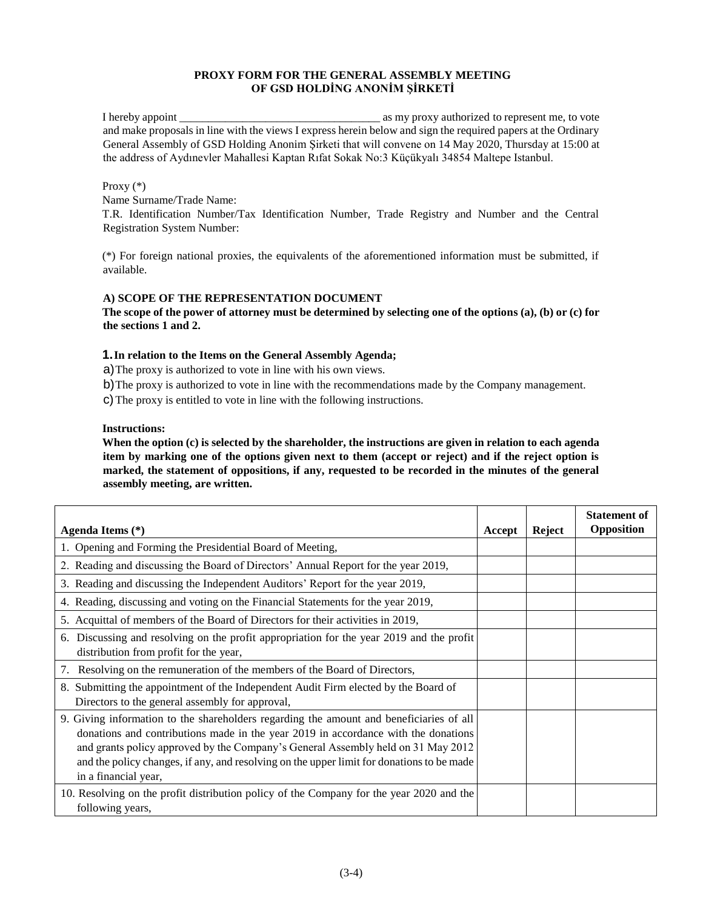**PROXY FORM FOR THE GENERAL ASSEMBLY MEETING OF GSD HOLDİNG ANONİM ŞİRKETİ**

I hereby appoint ___________________________________ as my proxy authorized to represent me, to vote and make proposals in line with the views I express herein below and sign the required papers at the Ordinary General Assembly of GSD Holding Anonim Şirketi that will convene on 14 May 2020, Thursday at 15:00 at the address of Aydınevler Mahallesi Kaptan Rıfat Sokak No:3 Küçükyalı 34854 Maltepe Istanbul.

Proxy (*)

Name Surname/Trade Name:

T.R. Identification Number/Tax Identification Number, Trade Registry and Number and the Central Registration System Number:

(*) For foreign national proxies, the equivalents of the aforementioned information must be submitted, if available.

**A) SCOPE OF THE REPRESENTATION DOCUMENT**

**The scope of the power of attorney must be determined by selecting one of the options (a), (b) or (c) for the sections 1 and 2.**

**1. In relation to the Items on the General Assembly Agenda;**

a) The proxy is authorized to vote in line with his own views.

b) The proxy is authorized to vote in line with the recommendations made by the Company management.

c) The proxy is entitled to vote in line with the following instructions.

**Instructions:**

**When the option (c) is selected by the shareholder, the instructions are given in relation to each agenda item by marking one of the options given next to them (accept or reject) and if the reject option is marked, the statement of oppositions, if any, requested to be recorded in the minutes of the general assembly meeting, are written.**

| Agenda Items (*) | Accept | Reject | Statement of Opposition |
|---|---|---|---|
| 1. Opening and Forming the Presidential Board of Meeting, | | | |
| 2. Reading and discussing the Board of Directors' Annual Report for the year 2019, | | | |
| 3. Reading and discussing the Independent Auditors' Report for the year 2019, | | | |
| 4. Reading, discussing and voting on the Financial Statements for the year 2019, | | | |
| 5. Acquittal of members of the Board of Directors for their activities in 2019, | | | |
| 6. Discussing and resolving on the profit appropriation for the year 2019 and the profit distribution from profit for the year, | | | |
| 7. Resolving on the remuneration of the members of the Board of Directors, | | | |
| 8. Submitting the appointment of the Independent Audit Firm elected by the Board of Directors to the general assembly for approval, | | | |
| 9. Giving information to the shareholders regarding the amount and beneficiaries of all donations and contributions made in the year 2019 in accordance with the donations and grants policy approved by the Company's General Assembly held on 31 May 2012 and the policy changes, if any, and resolving on the upper limit for donations to be made in a financial year, | | | |
| 10. Resolving on the profit distribution policy of the Company for the year 2020 and the following years, | | | |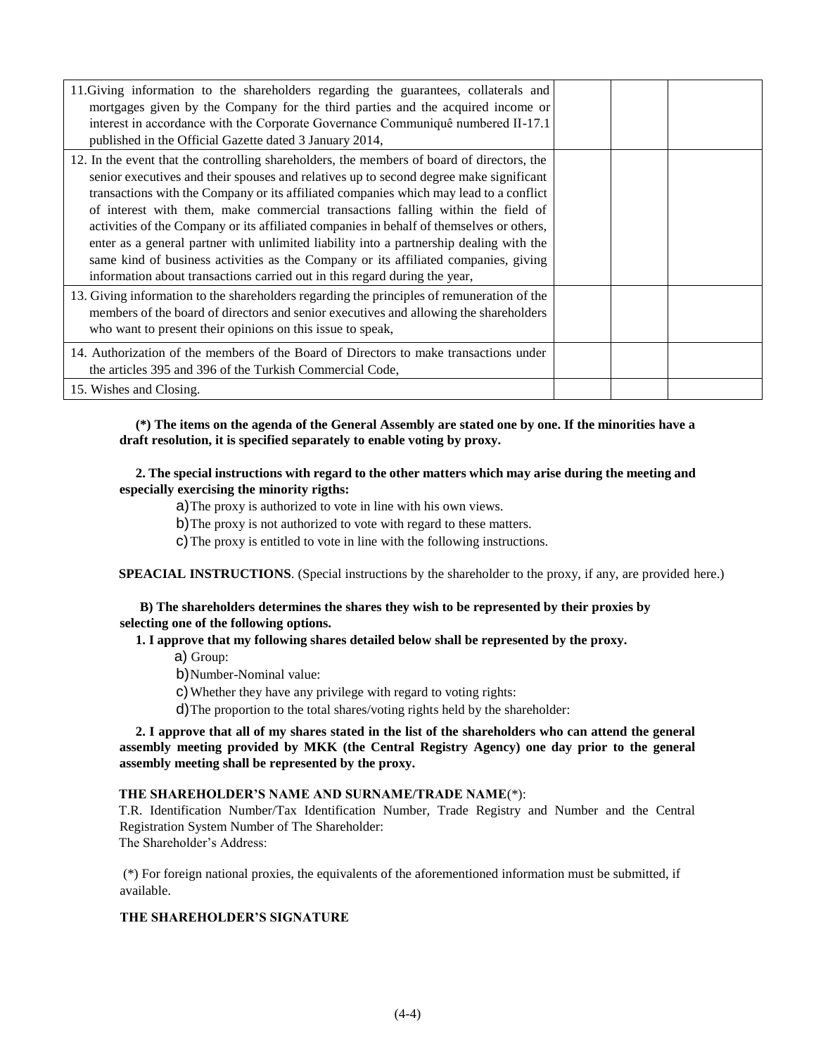| | | | |
|---|---|---|---|
| 11.Giving information to the shareholders regarding the guarantees, collaterals and mortgages given by the Company for the third parties and the acquired income or interest in accordance with the Corporate Governance Communiquê numbered II-17.1 published in the Official Gazette dated 3 January 2014, | | | |
| 12. In the event that the controlling shareholders, the members of board of directors, the senior executives and their spouses and relatives up to second degree make significant transactions with the Company or its affiliated companies which may lead to a conflict of interest with them, make commercial transactions falling within the field of activities of the Company or its affiliated companies in behalf of themselves or others, enter as a general partner with unlimited liability into a partnership dealing with the same kind of business activities as the Company or its affiliated companies, giving information about transactions carried out in this regard during the year, | | | |
| 13. Giving information to the shareholders regarding the principles of remuneration of the members of the board of directors and senior executives and allowing the shareholders who want to present their opinions on this issue to speak, | | | |
| 14. Authorization of the members of the Board of Directors to make transactions under the articles 395 and 396 of the Turkish Commercial Code, | | | |
| 15. Wishes and Closing. | | | |

**(*) The items on the agenda of the General Assembly are stated one by one. If the minorities have a draft resolution, it is specified separately to enable voting by proxy.**

**2. The special instructions with regard to the other matters which may arise during the meeting and especially exercising the minority rigths:**

a) The proxy is authorized to vote in line with his own views.

b) The proxy is not authorized to vote with regard to these matters.

c) The proxy is entitled to vote in line with the following instructions.

**SPEACIAL INSTRUCTIONS**. (Special instructions by the shareholder to the proxy, if any, are provided here.)

**B) The shareholders determines the shares they wish to be represented by their proxies by selecting one of the following options.**

**1. I approve that my following shares detailed below shall be represented by the proxy.**

a) Group:

b) Number-Nominal value:

c) Whether they have any privilege with regard to voting rights:

d) The proportion to the total shares/voting rights held by the shareholder:

**2. I approve that all of my shares stated in the list of the shareholders who can attend the general assembly meeting provided by MKK (the Central Registry Agency) one day prior to the general assembly meeting shall be represented by the proxy.**

**THE SHAREHOLDER'S NAME AND SURNAME/TRADE NAME**(*):

T.R. Identification Number/Tax Identification Number, Trade Registry and Number and the Central Registration System Number of The Shareholder:

The Shareholder's Address:

(*) For foreign national proxies, the equivalents of the aforementioned information must be submitted, if available.

**THE SHAREHOLDER'S SIGNATURE**